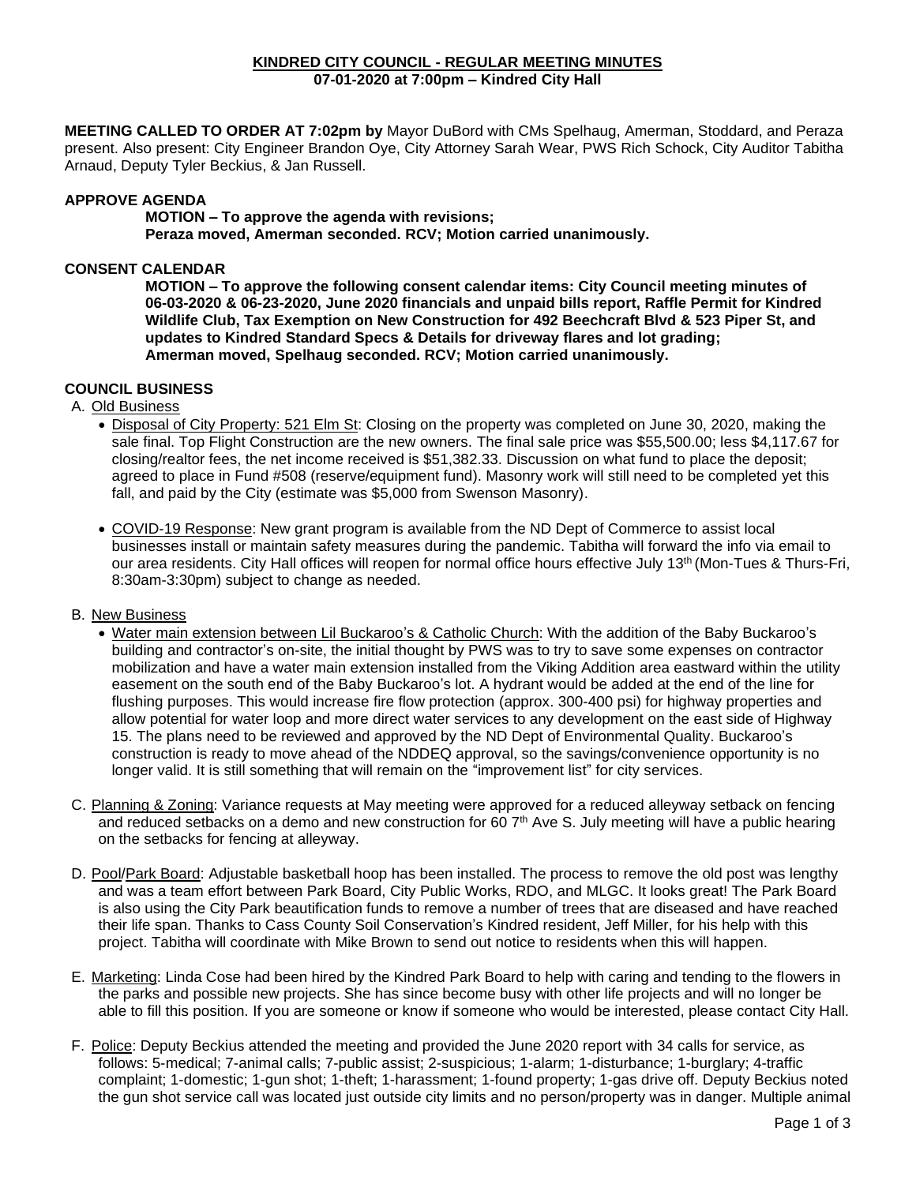# KINDRED CITY COUNCIL - REGULAR MEETING MINUTES

**07-01-2020 at 7:00pm – Kindred City Hall**

**MEETING CALLED TO ORDER AT 7:02pm by** Mayor DuBord with CMs Spelhaug, Amerman, Stoddard, and Peraza present. Also present: City Engineer Brandon Oye, City Attorney Sarah Wear, PWS Rich Schock, City Auditor Tabitha Arnaud, Deputy Tyler Beckius, & Jan Russell.

## APPROVE AGENDA

**MOTION – To approve the agenda with revisions;**
**Peraza moved, Amerman seconded. RCV; Motion carried unanimously.**

## CONSENT CALENDAR

**MOTION – To approve the following consent calendar items: City Council meeting minutes of 06-03-2020 & 06-23-2020, June 2020 financials and unpaid bills report, Raffle Permit for Kindred Wildlife Club, Tax Exemption on New Construction for 492 Beechcraft Blvd & 523 Piper St, and updates to Kindred Standard Specs & Details for driveway flares and lot grading;**
**Amerman moved, Spelhaug seconded. RCV; Motion carried unanimously.**

## COUNCIL BUSINESS

A. Old Business

- Disposal of City Property: 521 Elm St: Closing on the property was completed on June 30, 2020, making the sale final. Top Flight Construction are the new owners. The final sale price was $55,500.00; less $4,117.67 for closing/realtor fees, the net income received is $51,382.33. Discussion on what fund to place the deposit; agreed to place in Fund #508 (reserve/equipment fund). Masonry work will still need to be completed yet this fall, and paid by the City (estimate was $5,000 from Swenson Masonry).

- COVID-19 Response: New grant program is available from the ND Dept of Commerce to assist local businesses install or maintain safety measures during the pandemic. Tabitha will forward the info via email to our area residents. City Hall offices will reopen for normal office hours effective July 13th (Mon-Tues & Thurs-Fri, 8:30am-3:30pm) subject to change as needed.

B. New Business

- Water main extension between Lil Buckaroo's & Catholic Church: With the addition of the Baby Buckaroo's building and contractor's on-site, the initial thought by PWS was to try to save some expenses on contractor mobilization and have a water main extension installed from the Viking Addition area eastward within the utility easement on the south end of the Baby Buckaroo's lot. A hydrant would be added at the end of the line for flushing purposes. This would increase fire flow protection (approx. 300-400 psi) for highway properties and allow potential for water loop and more direct water services to any development on the east side of Highway 15. The plans need to be reviewed and approved by the ND Dept of Environmental Quality. Buckaroo's construction is ready to move ahead of the NDDEQ approval, so the savings/convenience opportunity is no longer valid. It is still something that will remain on the "improvement list" for city services.

C. Planning & Zoning: Variance requests at May meeting were approved for a reduced alleyway setback on fencing and reduced setbacks on a demo and new construction for 60 7th Ave S. July meeting will have a public hearing on the setbacks for fencing at alleyway.

D. Pool/Park Board: Adjustable basketball hoop has been installed. The process to remove the old post was lengthy and was a team effort between Park Board, City Public Works, RDO, and MLGC. It looks great! The Park Board is also using the City Park beautification funds to remove a number of trees that are diseased and have reached their life span. Thanks to Cass County Soil Conservation's Kindred resident, Jeff Miller, for his help with this project. Tabitha will coordinate with Mike Brown to send out notice to residents when this will happen.

E. Marketing: Linda Cose had been hired by the Kindred Park Board to help with caring and tending to the flowers in the parks and possible new projects. She has since become busy with other life projects and will no longer be able to fill this position. If you are someone or know if someone who would be interested, please contact City Hall.

F. Police: Deputy Beckius attended the meeting and provided the June 2020 report with 34 calls for service, as follows: 5-medical; 7-animal calls; 7-public assist; 2-suspicious; 1-alarm; 1-disturbance; 1-burglary; 4-traffic complaint; 1-domestic; 1-gun shot; 1-theft; 1-harassment; 1-found property; 1-gas drive off. Deputy Beckius noted the gun shot service call was located just outside city limits and no person/property was in danger. Multiple animal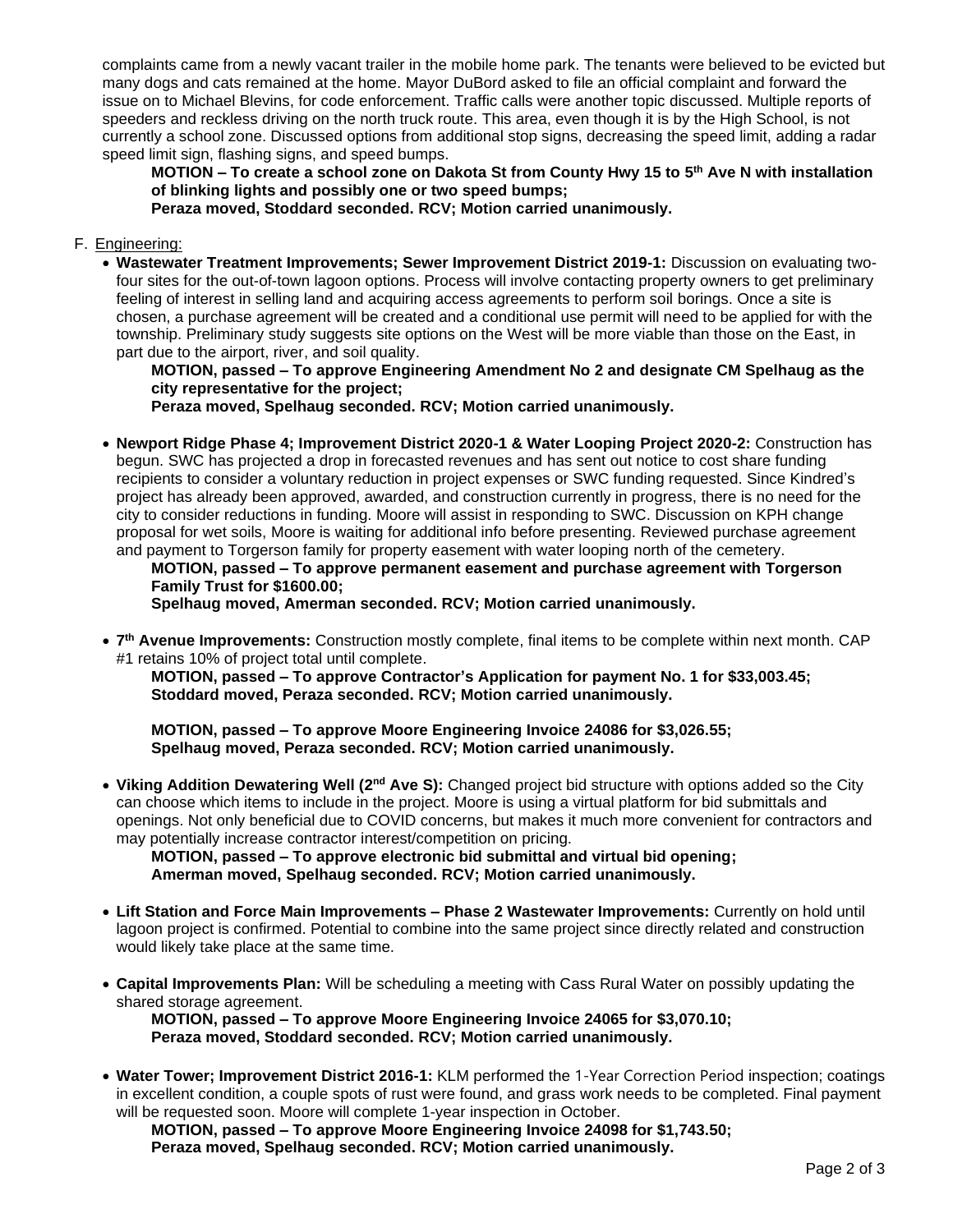complaints came from a newly vacant trailer in the mobile home park. The tenants were believed to be evicted but many dogs and cats remained at the home. Mayor DuBord asked to file an official complaint and forward the issue on to Michael Blevins, for code enforcement. Traffic calls were another topic discussed. Multiple reports of speeders and reckless driving on the north truck route. This area, even though it is by the High School, is not currently a school zone. Discussed options from additional stop signs, decreasing the speed limit, adding a radar speed limit sign, flashing signs, and speed bumps.

**MOTION – To create a school zone on Dakota St from County Hwy 15 to 5th Ave N with installation of blinking lights and possibly one or two speed bumps;**
**Peraza moved, Stoddard seconded. RCV; Motion carried unanimously.**

F. Engineering:

- **Wastewater Treatment Improvements; Sewer Improvement District 2019-1:** Discussion on evaluating two-four sites for the out-of-town lagoon options. Process will involve contacting property owners to get preliminary feeling of interest in selling land and acquiring access agreements to perform soil borings. Once a site is chosen, a purchase agreement will be created and a conditional use permit will need to be applied for with the township. Preliminary study suggests site options on the West will be more viable than those on the East, in part due to the airport, river, and soil quality.

  **MOTION, passed – To approve Engineering Amendment No 2 and designate CM Spelhaug as the city representative for the project;**
  **Peraza moved, Spelhaug seconded. RCV; Motion carried unanimously.**

- **Newport Ridge Phase 4; Improvement District 2020-1 & Water Looping Project 2020-2:** Construction has begun. SWC has projected a drop in forecasted revenues and has sent out notice to cost share funding recipients to consider a voluntary reduction in project expenses or SWC funding requested. Since Kindred's project has already been approved, awarded, and construction currently in progress, there is no need for the city to consider reductions in funding. Moore will assist in responding to SWC. Discussion on KPH change proposal for wet soils, Moore is waiting for additional info before presenting. Reviewed purchase agreement and payment to Torgerson family for property easement with water looping north of the cemetery.

  **MOTION, passed – To approve permanent easement and purchase agreement with Torgerson Family Trust for $1600.00;**
  **Spelhaug moved, Amerman seconded. RCV; Motion carried unanimously.**

- **7th Avenue Improvements:** Construction mostly complete, final items to be complete within next month. CAP #1 retains 10% of project total until complete.

  **MOTION, passed – To approve Contractor's Application for payment No. 1 for $33,003.45;**
  **Stoddard moved, Peraza seconded. RCV; Motion carried unanimously.**

  **MOTION, passed – To approve Moore Engineering Invoice 24086 for $3,026.55;**
  **Spelhaug moved, Peraza seconded. RCV; Motion carried unanimously.**

- **Viking Addition Dewatering Well (2nd Ave S):** Changed project bid structure with options added so the City can choose which items to include in the project. Moore is using a virtual platform for bid submittals and openings. Not only beneficial due to COVID concerns, but makes it much more convenient for contractors and may potentially increase contractor interest/competition on pricing.

  **MOTION, passed – To approve electronic bid submittal and virtual bid opening;**
  **Amerman moved, Spelhaug seconded. RCV; Motion carried unanimously.**

- **Lift Station and Force Main Improvements – Phase 2 Wastewater Improvements:** Currently on hold until lagoon project is confirmed. Potential to combine into the same project since directly related and construction would likely take place at the same time.

- **Capital Improvements Plan:** Will be scheduling a meeting with Cass Rural Water on possibly updating the shared storage agreement.

  **MOTION, passed – To approve Moore Engineering Invoice 24065 for $3,070.10;**
  **Peraza moved, Stoddard seconded. RCV; Motion carried unanimously.**

- **Water Tower; Improvement District 2016-1:** KLM performed the 1-Year Correction Period inspection; coatings in excellent condition, a couple spots of rust were found, and grass work needs to be completed. Final payment will be requested soon. Moore will complete 1-year inspection in October.

  **MOTION, passed – To approve Moore Engineering Invoice 24098 for $1,743.50;**
  **Peraza moved, Spelhaug seconded. RCV; Motion carried unanimously.**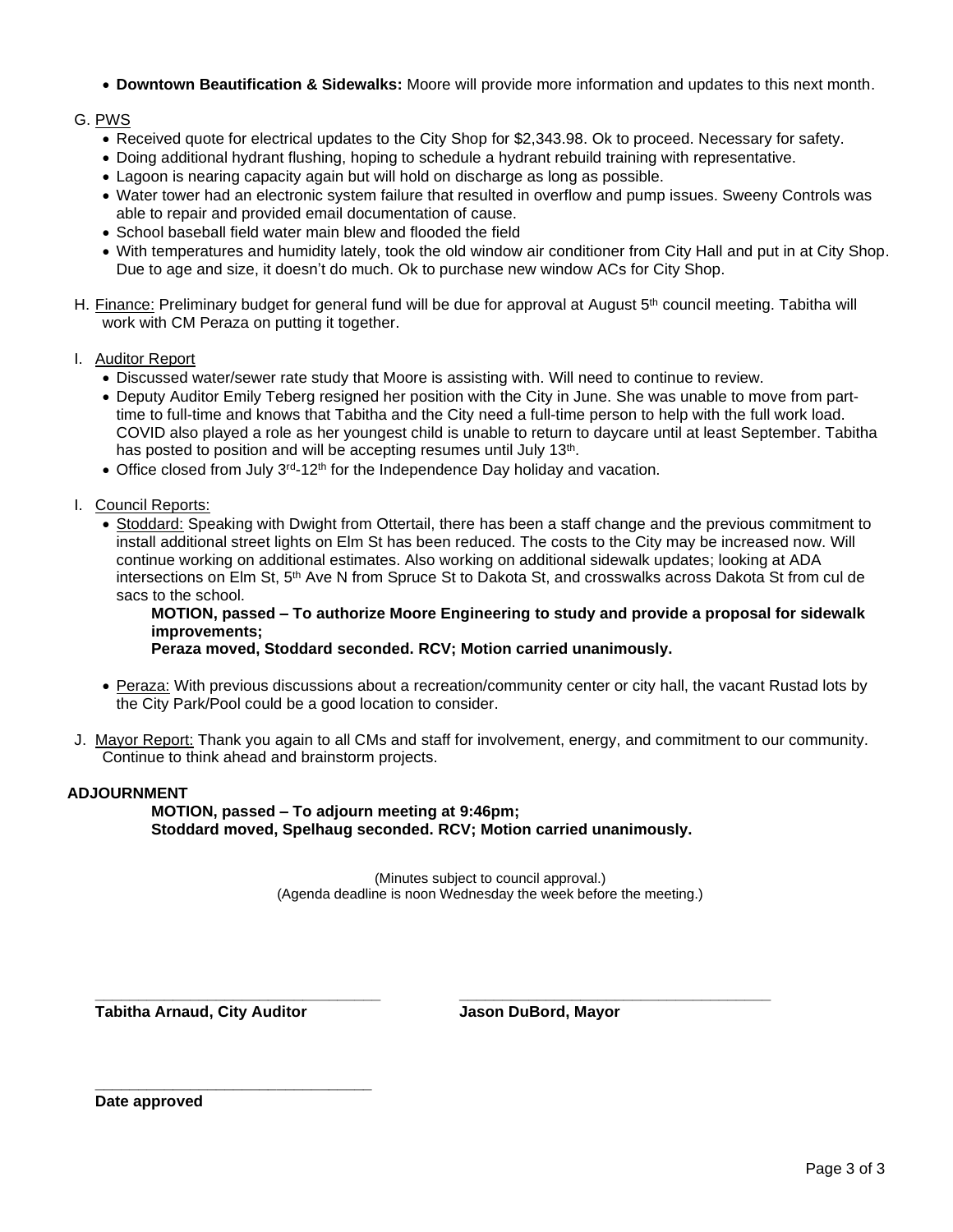- **Downtown Beautification & Sidewalks:** Moore will provide more information and updates to this next month.

G. PWS

- Received quote for electrical updates to the City Shop for $2,343.98. Ok to proceed. Necessary for safety.
- Doing additional hydrant flushing, hoping to schedule a hydrant rebuild training with representative.
- Lagoon is nearing capacity again but will hold on discharge as long as possible.
- Water tower had an electronic system failure that resulted in overflow and pump issues. Sweeny Controls was able to repair and provided email documentation of cause.
- School baseball field water main blew and flooded the field
- With temperatures and humidity lately, took the old window air conditioner from City Hall and put in at City Shop. Due to age and size, it doesn't do much. Ok to purchase new window ACs for City Shop.

H. Finance: Preliminary budget for general fund will be due for approval at August 5th council meeting. Tabitha will work with CM Peraza on putting it together.

I. Auditor Report

- Discussed water/sewer rate study that Moore is assisting with. Will need to continue to review.
- Deputy Auditor Emily Teberg resigned her position with the City in June. She was unable to move from part-time to full-time and knows that Tabitha and the City need a full-time person to help with the full work load. COVID also played a role as her youngest child is unable to return to daycare until at least September. Tabitha has posted to position and will be accepting resumes until July 13th.
- Office closed from July 3rd-12th for the Independence Day holiday and vacation.

I. Council Reports:

- Stoddard: Speaking with Dwight from Ottertail, there has been a staff change and the previous commitment to install additional street lights on Elm St has been reduced. The costs to the City may be increased now. Will continue working on additional estimates. Also working on additional sidewalk updates; looking at ADA intersections on Elm St, 5th Ave N from Spruce St to Dakota St, and crosswalks across Dakota St from cul de sacs to the school.

  **MOTION, passed – To authorize Moore Engineering to study and provide a proposal for sidewalk improvements;**
  **Peraza moved, Stoddard seconded. RCV; Motion carried unanimously.**

- Peraza: With previous discussions about a recreation/community center or city hall, the vacant Rustad lots by the City Park/Pool could be a good location to consider.

J. Mayor Report: Thank you again to all CMs and staff for involvement, energy, and commitment to our community. Continue to think ahead and brainstorm projects.

**ADJOURNMENT**

**MOTION, passed – To adjourn meeting at 9:46pm;**
**Stoddard moved, Spelhaug seconded. RCV; Motion carried unanimously.**

(Minutes subject to council approval.)
(Agenda deadline is noon Wednesday the week before the meeting.)

\_\_\_\_\_\_\_\_\_\_\_\_\_\_\_\_\_\_\_\_\_\_\_\_\_\_\_\_\_\_\_\_
**Tabitha Arnaud, City Auditor**

\_\_\_\_\_\_\_\_\_\_\_\_\_\_\_\_\_\_\_\_\_\_\_\_\_\_\_\_\_\_\_\_
**Jason DuBord, Mayor**

\_\_\_\_\_\_\_\_\_\_\_\_\_\_\_\_\_\_\_\_\_\_\_\_\_\_\_\_\_\_\_\_
**Date approved**